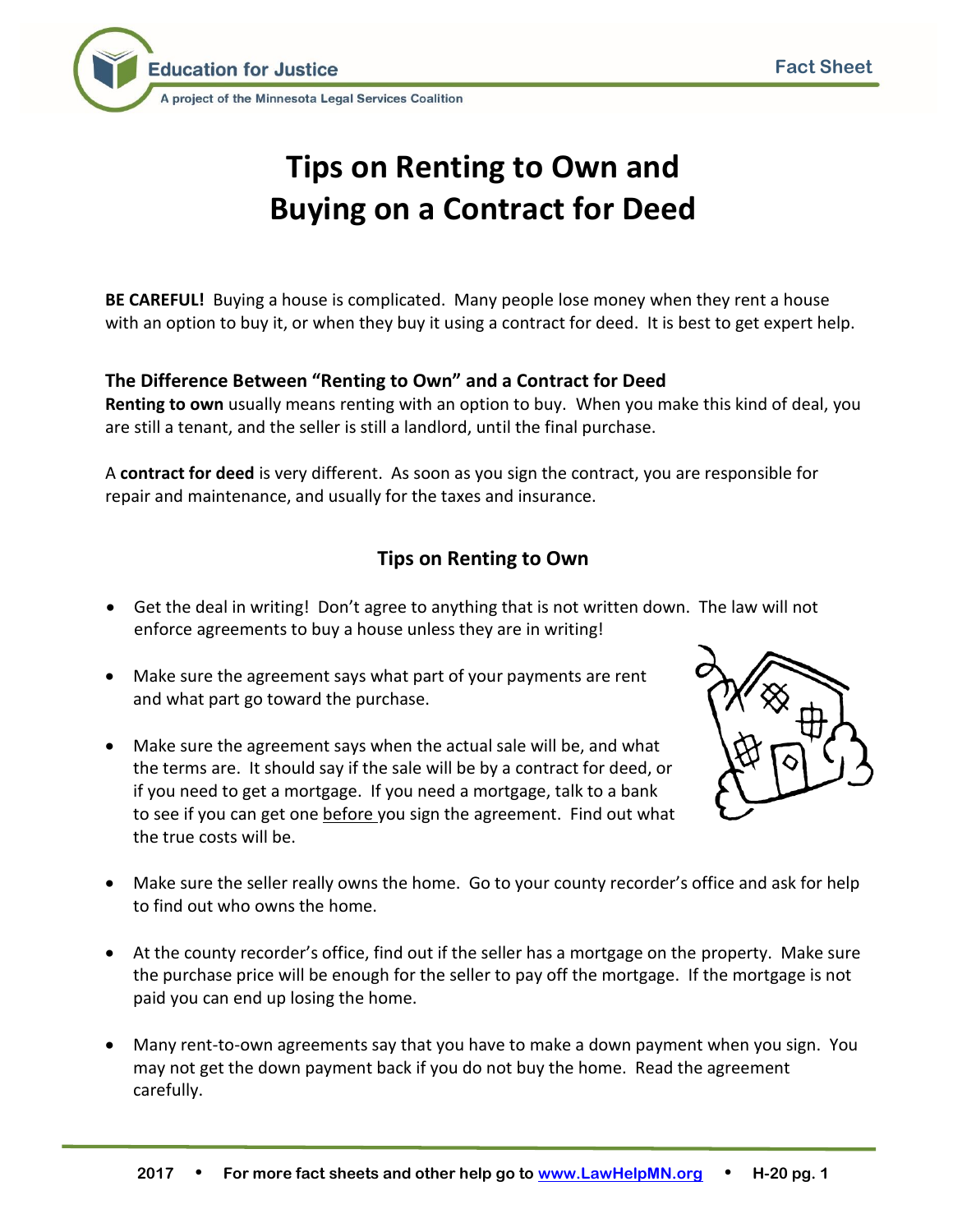# Tips on Renting to Own and Buying on a Contract for Deed

**BE CAREFUL!** Buying a house is complicated. Many people lose money when they rent a house with an option to buy it, or when they buy it using a contract for deed. It is best to get expert help.

### The Difference Between "Renting to Own" and a Contract for Deed

**Renting to own** usually means renting with an option to buy. When you make this kind of deal, you are still a tenant, and the seller is still a landlord, until the final purchase.

A **contract for deed** is very different. As soon as you sign the contract, you are responsible for repair and maintenance, and usually for the taxes and insurance.

## Tips on Renting to Own

- Get the deal in writing! Don't agree to anything that is not written down. The law will not enforce agreements to buy a house unless they are in writing!
- Make sure the agreement says what part of your payments are rent and what part go toward the purchase.
- Make sure the agreement says when the actual sale will be, and what the terms are. It should say if the sale will be by a contract for deed, or if you need to get a mortgage. If you need a mortgage, talk to a bank to see if you can get one before you sign the agreement. Find out what the true costs will be.
- Make sure the seller really owns the home. Go to your county recorder's office and ask for help to find out who owns the home.
- At the county recorder's office, find out if the seller has a mortgage on the property. Make sure the purchase price will be enough for the seller to pay off the mortgage. If the mortgage is not paid you can end up losing the home.
- Many rent-to-own agreements say that you have to make a down payment when you sign. You may not get the down payment back if you do not buy the home. Read the agreement carefully.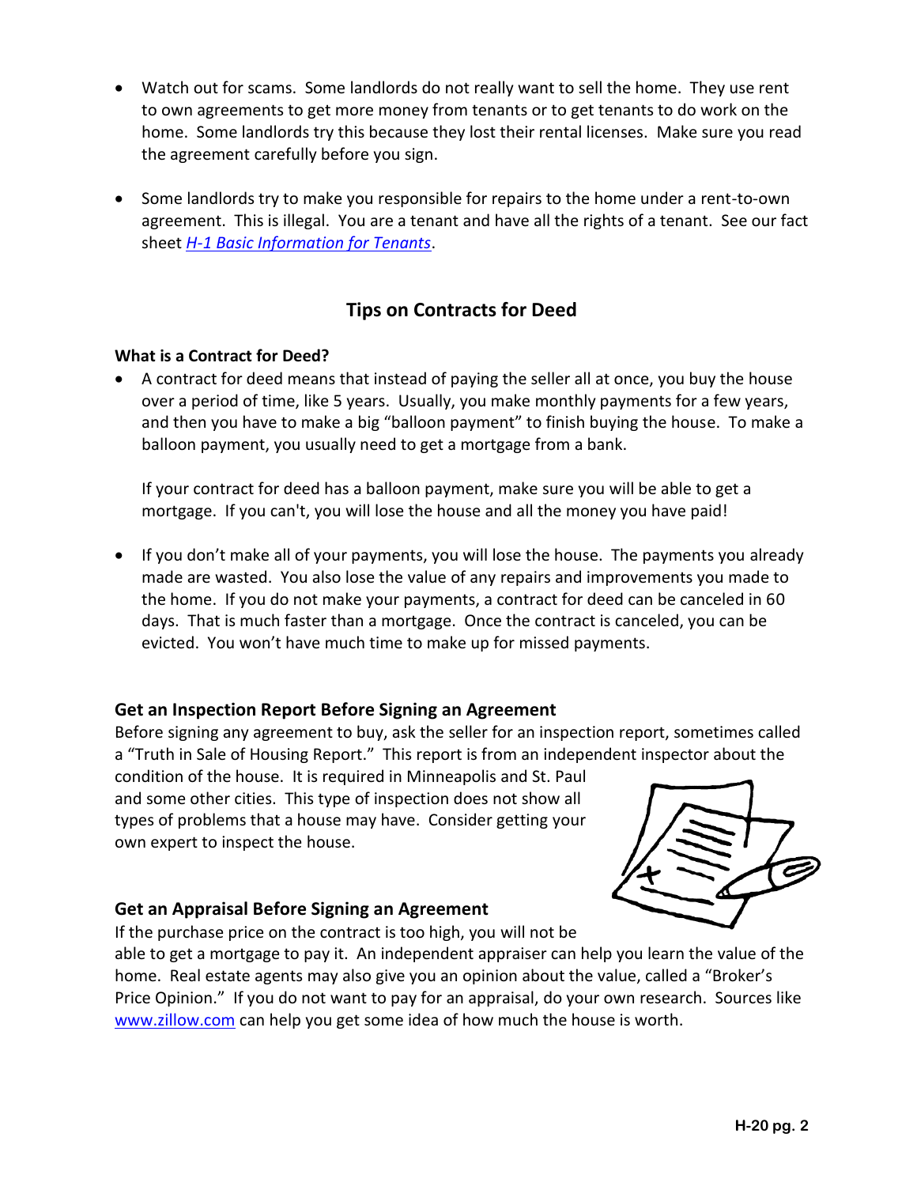- Watch out for scams. Some landlords do not really want to sell the home. They use rent to own agreements to get more money from tenants or to get tenants to do work on the home. Some landlords try this because they lost their rental licenses. Make sure you read the agreement carefully before you sign.

- Some landlords try to make you responsible for repairs to the home under a rent-to-own agreement. This is illegal. You are a tenant and have all the rights of a tenant. See our fact sheet *H-1 Basic Information for Tenants*.

## Tips on Contracts for Deed

**What is a Contract for Deed?**

- A contract for deed means that instead of paying the seller all at once, you buy the house over a period of time, like 5 years. Usually, you make monthly payments for a few years, and then you have to make a big "balloon payment" to finish buying the house. To make a balloon payment, you usually need to get a mortgage from a bank.

  If your contract for deed has a balloon payment, make sure you will be able to get a mortgage. If you can't, you will lose the house and all the money you have paid!

- If you don't make all of your payments, you will lose the house. The payments you already made are wasted. You also lose the value of any repairs and improvements you made to the home. If you do not make your payments, a contract for deed can be canceled in 60 days. That is much faster than a mortgage. Once the contract is canceled, you can be evicted. You won't have much time to make up for missed payments.

### Get an Inspection Report Before Signing an Agreement

Before signing any agreement to buy, ask the seller for an inspection report, sometimes called a "Truth in Sale of Housing Report." This report is from an independent inspector about the condition of the house. It is required in Minneapolis and St. Paul and some other cities. This type of inspection does not show all types of problems that a house may have. Consider getting your own expert to inspect the house.

### Get an Appraisal Before Signing an Agreement

If the purchase price on the contract is too high, you will not be able to get a mortgage to pay it. An independent appraiser can help you learn the value of the home. Real estate agents may also give you an opinion about the value, called a "Broker's Price Opinion." If you do not want to pay for an appraisal, do your own research. Sources like www.zillow.com can help you get some idea of how much the house is worth.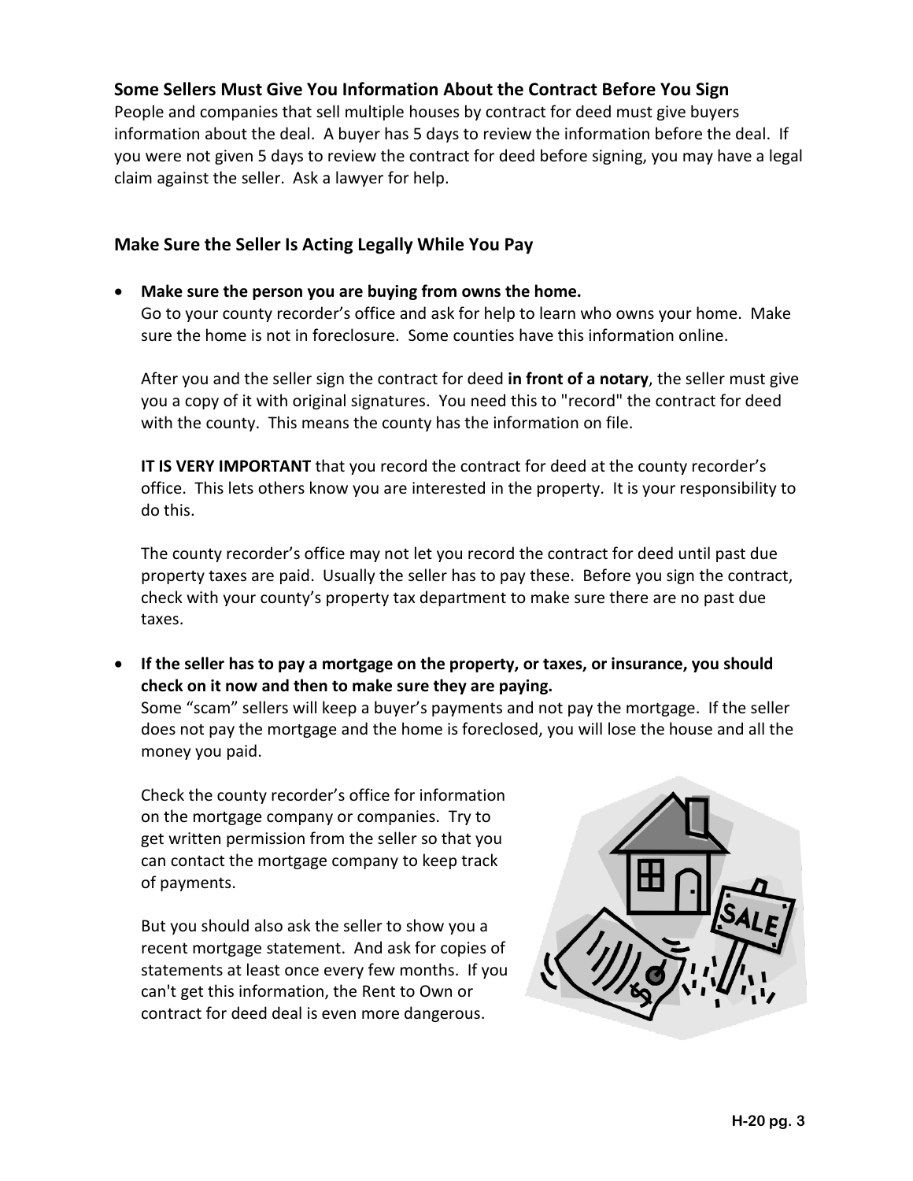### Some Sellers Must Give You Information About the Contract Before You Sign

People and companies that sell multiple houses by contract for deed must give buyers information about the deal. A buyer has 5 days to review the information before the deal. If you were not given 5 days to review the contract for deed before signing, you may have a legal claim against the seller. Ask a lawyer for help.

### Make Sure the Seller Is Acting Legally While You Pay

- **Make sure the person you are buying from owns the home.**
  Go to your county recorder's office and ask for help to learn who owns your home. Make sure the home is not in foreclosure. Some counties have this information online.

  After you and the seller sign the contract for deed **in front of a notary**, the seller must give you a copy of it with original signatures. You need this to "record" the contract for deed with the county. This means the county has the information on file.

  **IT IS VERY IMPORTANT** that you record the contract for deed at the county recorder's office. This lets others know you are interested in the property. It is your responsibility to do this.

  The county recorder's office may not let you record the contract for deed until past due property taxes are paid. Usually the seller has to pay these. Before you sign the contract, check with your county's property tax department to make sure there are no past due taxes.

- **If the seller has to pay a mortgage on the property, or taxes, or insurance, you should check on it now and then to make sure they are paying.**
  Some "scam" sellers will keep a buyer's payments and not pay the mortgage. If the seller does not pay the mortgage and the home is foreclosed, you will lose the house and all the money you paid.

  Check the county recorder's office for information on the mortgage company or companies. Try to get written permission from the seller so that you can contact the mortgage company to keep track of payments.

  But you should also ask the seller to show you a recent mortgage statement. And ask for copies of statements at least once every few months. If you can't get this information, the Rent to Own or contract for deed deal is even more dangerous.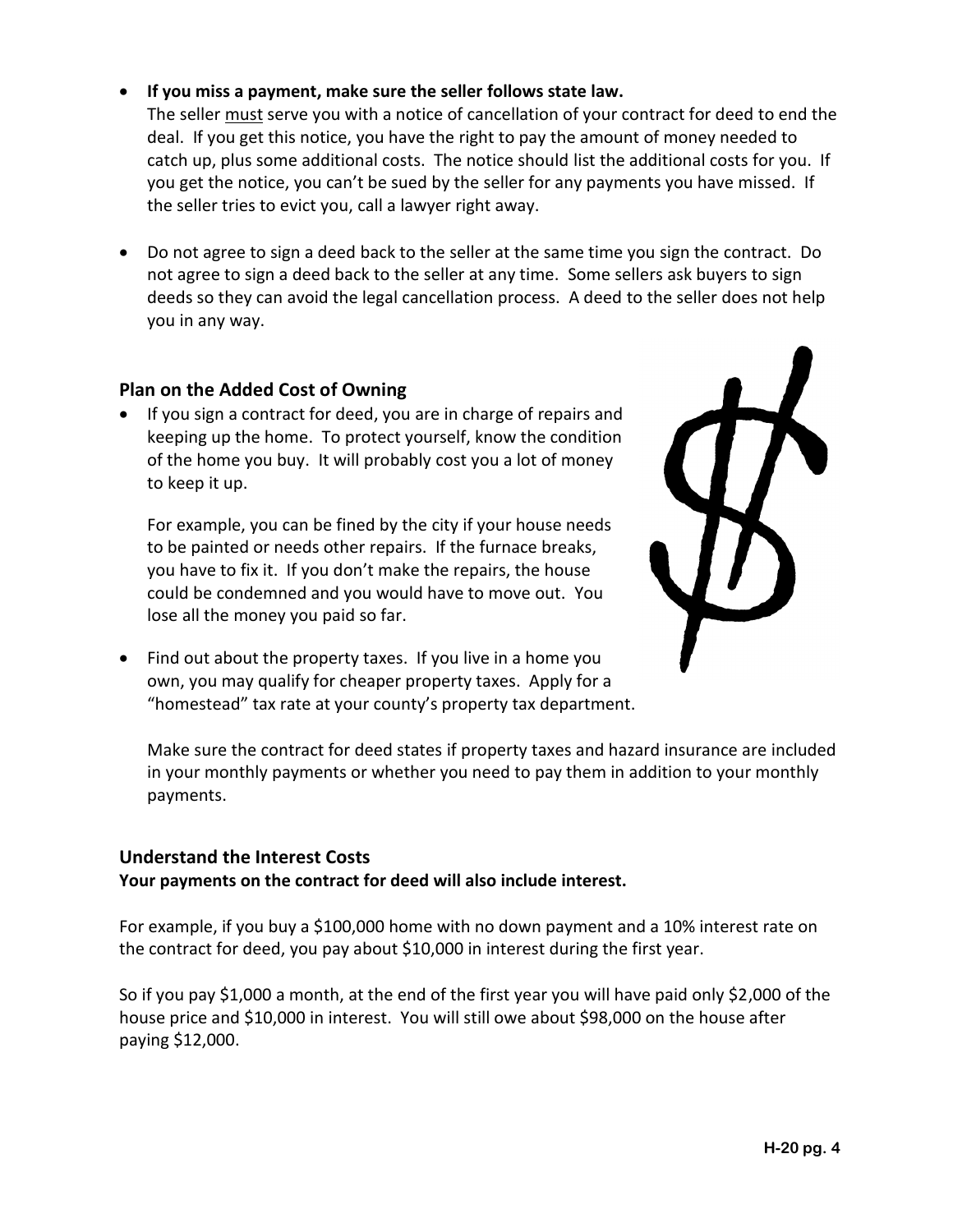- **If you miss a payment, make sure the seller follows state law.**
  The seller <u>must</u> serve you with a notice of cancellation of your contract for deed to end the deal. If you get this notice, you have the right to pay the amount of money needed to catch up, plus some additional costs. The notice should list the additional costs for you. If you get the notice, you can't be sued by the seller for any payments you have missed. If the seller tries to evict you, call a lawyer right away.

- Do not agree to sign a deed back to the seller at the same time you sign the contract. Do not agree to sign a deed back to the seller at any time. Some sellers ask buyers to sign deeds so they can avoid the legal cancellation process. A deed to the seller does not help you in any way.

### Plan on the Added Cost of Owning

- If you sign a contract for deed, you are in charge of repairs and keeping up the home. To protect yourself, know the condition of the home you buy. It will probably cost you a lot of money to keep it up.

  For example, you can be fined by the city if your house needs to be painted or needs other repairs. If the furnace breaks, you have to fix it. If you don't make the repairs, the house could be condemned and you would have to move out. You lose all the money you paid so far.

- Find out about the property taxes. If you live in a home you own, you may qualify for cheaper property taxes. Apply for a "homestead" tax rate at your county's property tax department.

  Make sure the contract for deed states if property taxes and hazard insurance are included in your monthly payments or whether you need to pay them in addition to your monthly payments.

### Understand the Interest Costs

**Your payments on the contract for deed will also include interest.**

For example, if you buy a $100,000 home with no down payment and a 10% interest rate on the contract for deed, you pay about $10,000 in interest during the first year.

So if you pay $1,000 a month, at the end of the first year you will have paid only $2,000 of the house price and $10,000 in interest. You will still owe about $98,000 on the house after paying $12,000.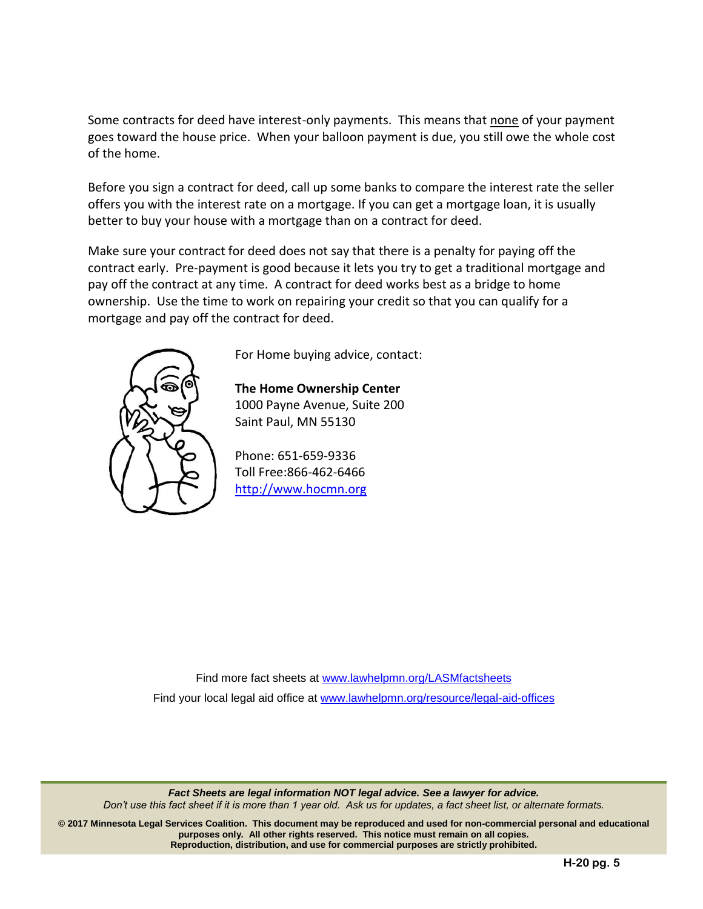Some contracts for deed have interest-only payments. This means that <u>none</u> of your payment goes toward the house price. When your balloon payment is due, you still owe the whole cost of the home.

Before you sign a contract for deed, call up some banks to compare the interest rate the seller offers you with the interest rate on a mortgage. If you can get a mortgage loan, it is usually better to buy your house with a mortgage than on a contract for deed.

Make sure your contract for deed does not say that there is a penalty for paying off the contract early. Pre-payment is good because it lets you try to get a traditional mortgage and pay off the contract at any time. A contract for deed works best as a bridge to home ownership. Use the time to work on repairing your credit so that you can qualify for a mortgage and pay off the contract for deed.

For Home buying advice, contact:

**The Home Ownership Center**
1000 Payne Avenue, Suite 200
Saint Paul, MN 55130

Phone: 651-659-9336
Toll Free:866-462-6466
http://www.hocmn.org

Find more fact sheets at www.lawhelpmn.org/LASMfactsheets
Find your local legal aid office at www.lawhelpmn.org/resource/legal-aid-offices

***Fact Sheets are legal information NOT legal advice. See a lawyer for advice.***
*Don't use this fact sheet if it is more than 1 year old. Ask us for updates, a fact sheet list, or alternate formats.*

**© 2017 Minnesota Legal Services Coalition. This document may be reproduced and used for non-commercial personal and educational purposes only. All other rights reserved. This notice must remain on all copies. Reproduction, distribution, and use for commercial purposes are strictly prohibited.**

**H-20 pg. 5**